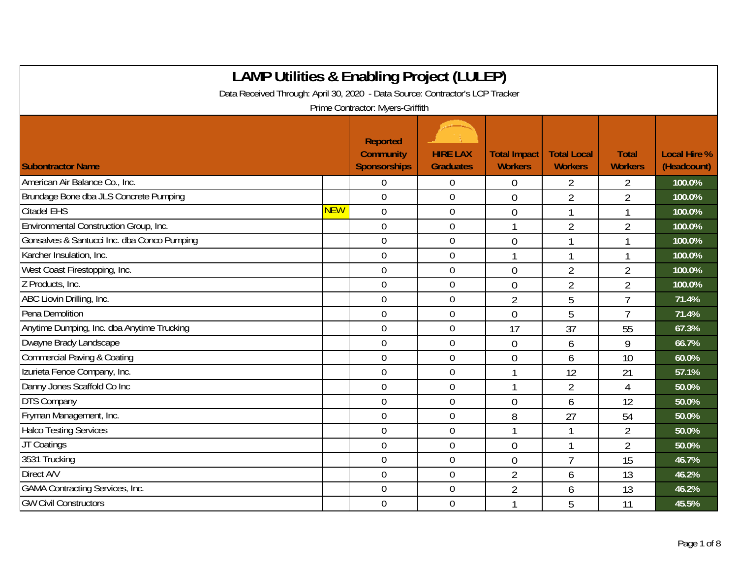# LAMP Utilities & Enabling Project (LULEP)

Data Received Through: April 30, 2020 - Data Source: Contractor's LCP Tracker

Prime Contractor: Myers-Griffith

| Subontractor Name | | Reported Community Sponsorships | HIRE LAX Graduates | Total Impact Workers | Total Local Workers | Total Workers | Local Hire % (Headcount) |
|---|---|---|---|---|---|---|---|
| American Air Balance Co., Inc. | | 0 | 0 | 0 | 2 | 2 | 100.0% |
| Brundage Bone dba JLS Concrete Pumping | | 0 | 0 | 0 | 2 | 2 | 100.0% |
| Citadel EHS | NEW | 0 | 0 | 0 | 1 | 1 | 100.0% |
| Environmental Construction Group, Inc. | | 0 | 0 | 1 | 2 | 2 | 100.0% |
| Gonsalves & Santucci Inc. dba Conco Pumping | | 0 | 0 | 0 | 1 | 1 | 100.0% |
| Karcher Insulation, Inc. | | 0 | 0 | 1 | 1 | 1 | 100.0% |
| West Coast Firestopping, Inc. | | 0 | 0 | 0 | 2 | 2 | 100.0% |
| Z Products, Inc. | | 0 | 0 | 0 | 2 | 2 | 100.0% |
| ABC Liovin Drilling, Inc. | | 0 | 0 | 2 | 5 | 7 | 71.4% |
| Pena Demolition | | 0 | 0 | 0 | 5 | 7 | 71.4% |
| Anytime Dumping, Inc. dba Anytime Trucking | | 0 | 0 | 17 | 37 | 55 | 67.3% |
| Dwayne Brady Landscape | | 0 | 0 | 0 | 6 | 9 | 66.7% |
| Commercial Paving & Coating | | 0 | 0 | 0 | 6 | 10 | 60.0% |
| Izurieta Fence Company, Inc. | | 0 | 0 | 1 | 12 | 21 | 57.1% |
| Danny Jones Scaffold Co Inc | | 0 | 0 | 1 | 2 | 4 | 50.0% |
| DTS Company | | 0 | 0 | 0 | 6 | 12 | 50.0% |
| Fryman Management, Inc. | | 0 | 0 | 8 | 27 | 54 | 50.0% |
| Halco Testing Services | | 0 | 0 | 1 | 1 | 2 | 50.0% |
| JT Coatings | | 0 | 0 | 0 | 1 | 2 | 50.0% |
| 3531 Trucking | | 0 | 0 | 0 | 7 | 15 | 46.7% |
| Direct A/V | | 0 | 0 | 2 | 6 | 13 | 46.2% |
| GAMA Contracting Services, Inc. | | 0 | 0 | 2 | 6 | 13 | 46.2% |
| GW Civil Constructors | | 0 | 0 | 1 | 5 | 11 | 45.5% |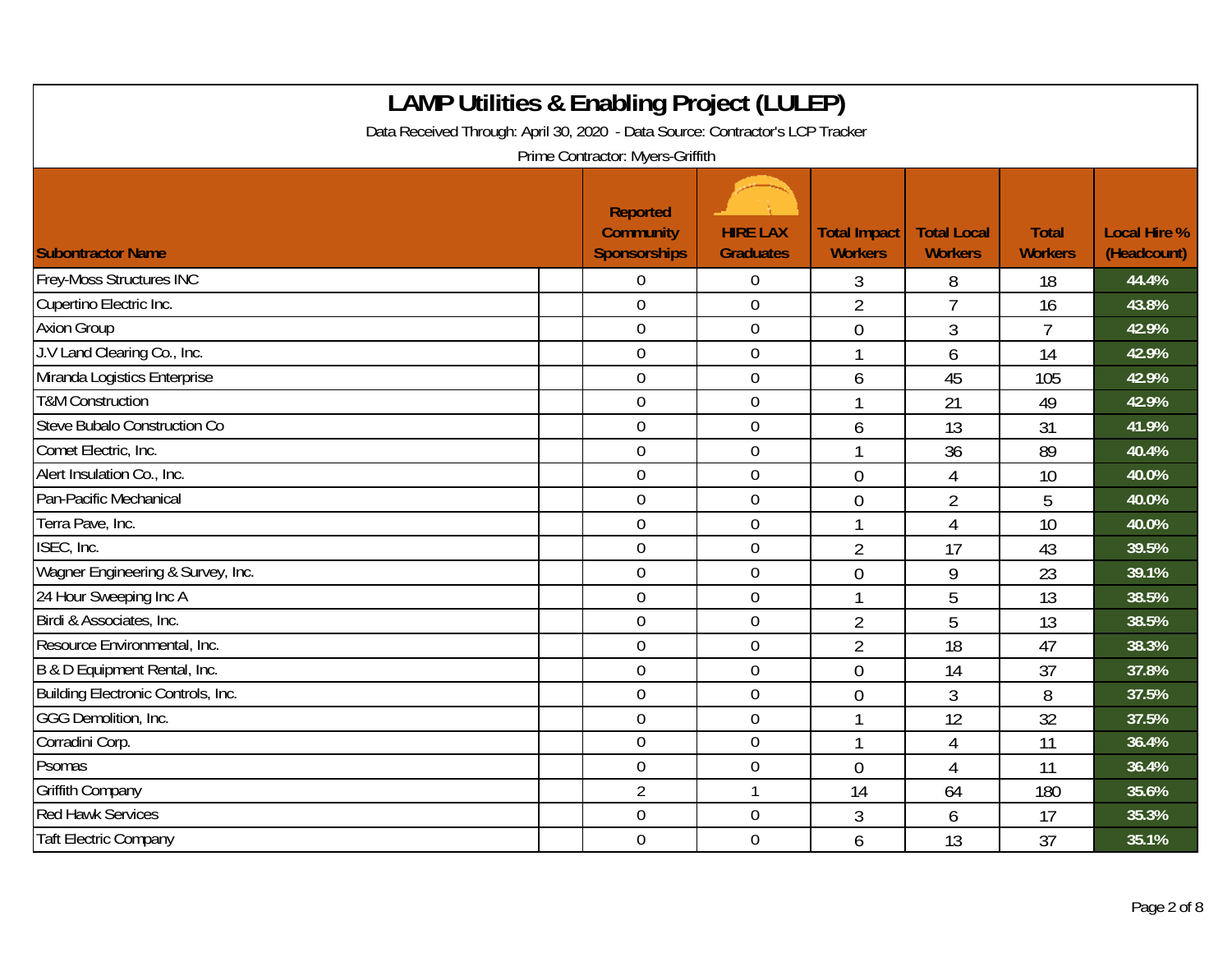# LAMP Utilities & Enabling Project (LULEP)

Data Received Through: April 30, 2020 - Data Source: Contractor's LCP Tracker

Prime Contractor: Myers-Griffith

| Subontractor Name | Reported Community Sponsorships | HIRE LAX Graduates | Total Impact Workers | Total Local Workers | Total Workers | Local Hire % (Headcount) |
|---|---|---|---|---|---|---|
| Frey-Moss Structures INC | 0 | 0 | 3 | 8 | 18 | 44.4% |
| Cupertino Electric Inc. | 0 | 0 | 2 | 7 | 16 | 43.8% |
| Axion Group | 0 | 0 | 0 | 3 | 7 | 42.9% |
| J.V Land Clearing Co., Inc. | 0 | 0 | 1 | 6 | 14 | 42.9% |
| Miranda Logistics Enterprise | 0 | 0 | 6 | 45 | 105 | 42.9% |
| T&M Construction | 0 | 0 | 1 | 21 | 49 | 42.9% |
| Steve Bubalo Construction Co | 0 | 0 | 6 | 13 | 31 | 41.9% |
| Comet Electric, Inc. | 0 | 0 | 1 | 36 | 89 | 40.4% |
| Alert Insulation Co., Inc. | 0 | 0 | 0 | 4 | 10 | 40.0% |
| Pan-Pacific Mechanical | 0 | 0 | 0 | 2 | 5 | 40.0% |
| Terra Pave, Inc. | 0 | 0 | 1 | 4 | 10 | 40.0% |
| ISEC, Inc. | 0 | 0 | 2 | 17 | 43 | 39.5% |
| Wagner Engineering & Survey, Inc. | 0 | 0 | 0 | 9 | 23 | 39.1% |
| 24 Hour Sweeping Inc A | 0 | 0 | 1 | 5 | 13 | 38.5% |
| Birdi & Associates, Inc. | 0 | 0 | 2 | 5 | 13 | 38.5% |
| Resource Environmental, Inc. | 0 | 0 | 2 | 18 | 47 | 38.3% |
| B & D Equipment Rental, Inc. | 0 | 0 | 0 | 14 | 37 | 37.8% |
| Building Electronic Controls, Inc. | 0 | 0 | 0 | 3 | 8 | 37.5% |
| GGG Demolition, Inc. | 0 | 0 | 1 | 12 | 32 | 37.5% |
| Corradini Corp. | 0 | 0 | 1 | 4 | 11 | 36.4% |
| Psomas | 0 | 0 | 0 | 4 | 11 | 36.4% |
| Griffith Company | 2 | 1 | 14 | 64 | 180 | 35.6% |
| Red Hawk Services | 0 | 0 | 3 | 6 | 17 | 35.3% |
| Taft Electric Company | 0 | 0 | 6 | 13 | 37 | 35.1% |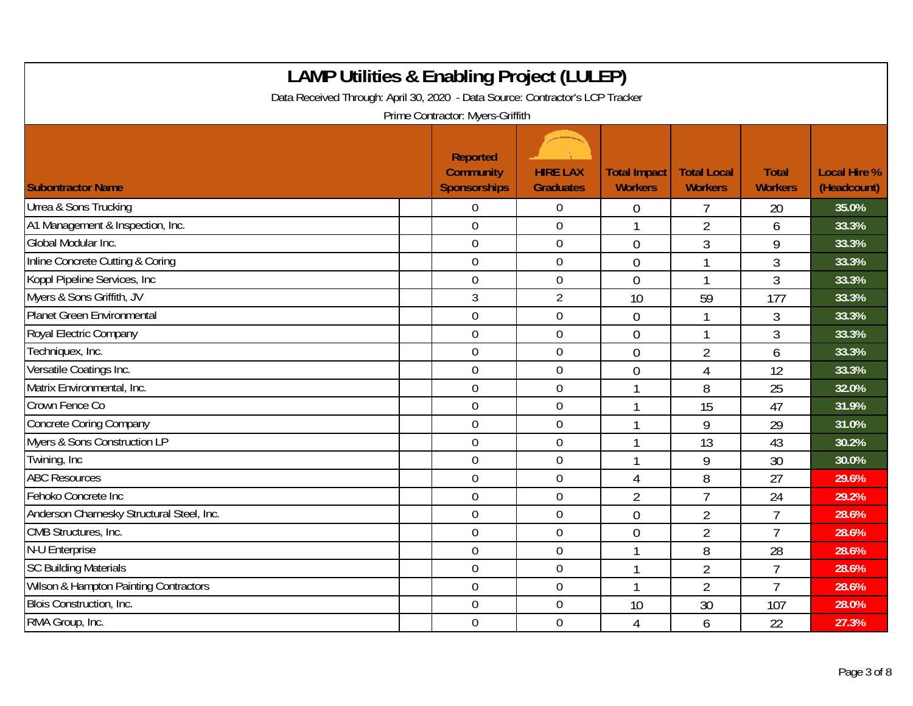# LAMP Utilities & Enabling Project (LULEP)

Data Received Through: April 30, 2020 - Data Source: Contractor's LCP Tracker

Prime Contractor: Myers-Griffith

| Subontractor Name | Reported Community Sponsorships | HIRE LAX Graduates | Total Impact Workers | Total Local Workers | Total Workers | Local Hire % (Headcount) |
|---|---|---|---|---|---|---|
| Urrea & Sons Trucking | 0 | 0 | 0 | 7 | 20 | 35.0% |
| A1 Management & Inspection, Inc. | 0 | 0 | 1 | 2 | 6 | 33.3% |
| Global Modular Inc. | 0 | 0 | 0 | 3 | 9 | 33.3% |
| Inline Concrete Cutting & Coring | 0 | 0 | 0 | 1 | 3 | 33.3% |
| Koppl Pipeline Services, Inc | 0 | 0 | 0 | 1 | 3 | 33.3% |
| Myers & Sons Griffith, JV | 3 | 2 | 10 | 59 | 177 | 33.3% |
| Planet Green Environmental | 0 | 0 | 0 | 1 | 3 | 33.3% |
| Royal Electric Company | 0 | 0 | 0 | 1 | 3 | 33.3% |
| Techniquex, Inc. | 0 | 0 | 0 | 2 | 6 | 33.3% |
| Versatile Coatings Inc. | 0 | 0 | 0 | 4 | 12 | 33.3% |
| Matrix Environmental, Inc. | 0 | 0 | 1 | 8 | 25 | 32.0% |
| Crown Fence Co | 0 | 0 | 1 | 15 | 47 | 31.9% |
| Concrete Coring Company | 0 | 0 | 1 | 9 | 29 | 31.0% |
| Myers & Sons Construction LP | 0 | 0 | 1 | 13 | 43 | 30.2% |
| Twining, Inc | 0 | 0 | 1 | 9 | 30 | 30.0% |
| ABC Resources | 0 | 0 | 4 | 8 | 27 | 29.6% |
| Fehoko Concrete Inc | 0 | 0 | 2 | 7 | 24 | 29.2% |
| Anderson Charnesky Structural Steel, Inc. | 0 | 0 | 0 | 2 | 7 | 28.6% |
| CMB Structures, Inc. | 0 | 0 | 0 | 2 | 7 | 28.6% |
| N-U Enterprise | 0 | 0 | 1 | 8 | 28 | 28.6% |
| SC Building Materials | 0 | 0 | 1 | 2 | 7 | 28.6% |
| Wilson & Hampton Painting Contractors | 0 | 0 | 1 | 2 | 7 | 28.6% |
| Blois Construction, Inc. | 0 | 0 | 10 | 30 | 107 | 28.0% |
| RMA Group, Inc. | 0 | 0 | 4 | 6 | 22 | 27.3% |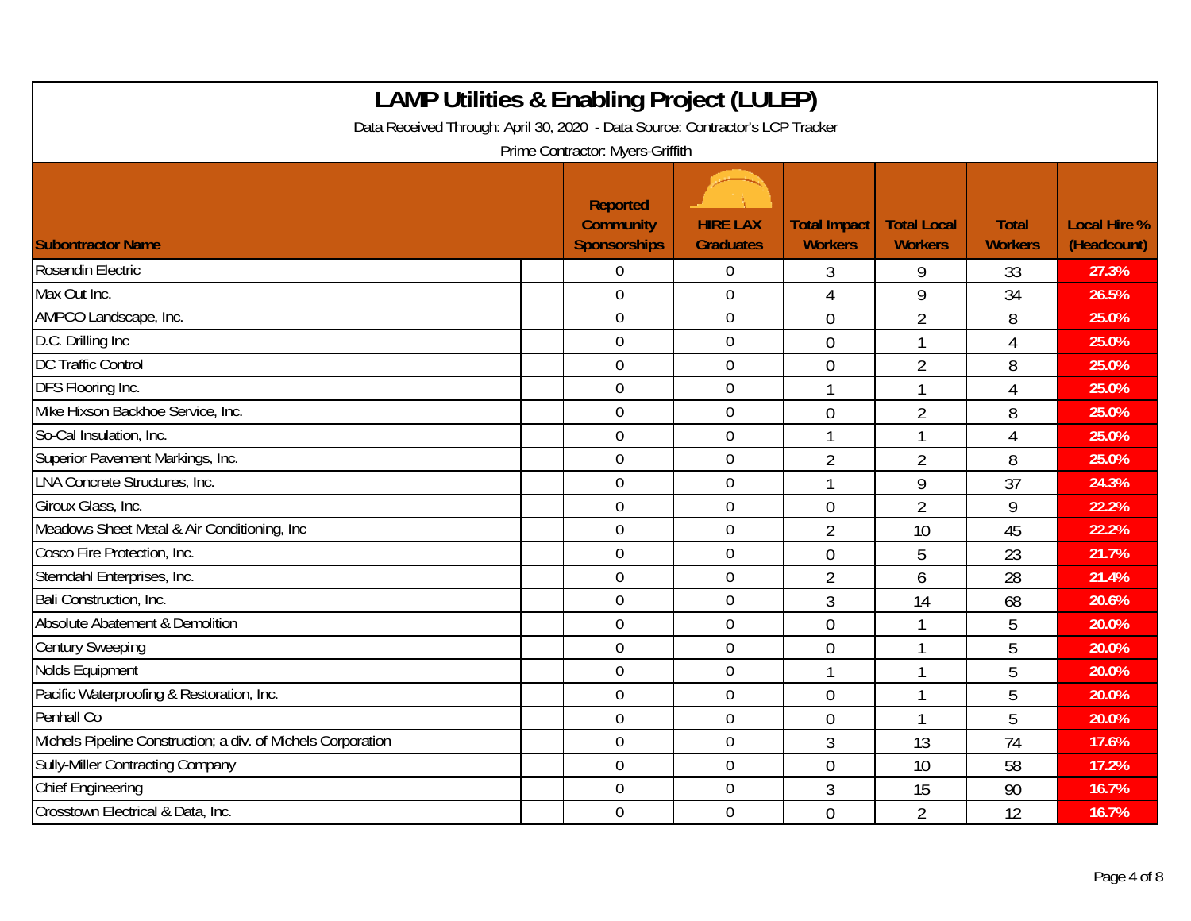# LAMP Utilities & Enabling Project (LULEP)

Data Received Through: April 30, 2020 - Data Source: Contractor's LCP Tracker

Prime Contractor: Myers-Griffith

| Subontractor Name | Reported Community Sponsorships | HIRE LAX Graduates | Total Impact Workers | Total Local Workers | Total Workers | Local Hire % (Headcount) |
|---|---|---|---|---|---|---|
| Rosendin Electric | 0 | 0 | 3 | 9 | 33 | 27.3% |
| Max Out Inc. | 0 | 0 | 4 | 9 | 34 | 26.5% |
| AMPCO Landscape, Inc. | 0 | 0 | 0 | 2 | 8 | 25.0% |
| D.C. Drilling Inc | 0 | 0 | 0 | 1 | 4 | 25.0% |
| DC Traffic Control | 0 | 0 | 0 | 2 | 8 | 25.0% |
| DFS Flooring Inc. | 0 | 0 | 1 | 1 | 4 | 25.0% |
| Mike Hixson Backhoe Service, Inc. | 0 | 0 | 0 | 2 | 8 | 25.0% |
| So-Cal Insulation, Inc. | 0 | 0 | 1 | 1 | 4 | 25.0% |
| Superior Pavement Markings, Inc. | 0 | 0 | 2 | 2 | 8 | 25.0% |
| LNA Concrete Structures, Inc. | 0 | 0 | 1 | 9 | 37 | 24.3% |
| Giroux Glass, Inc. | 0 | 0 | 0 | 2 | 9 | 22.2% |
| Meadows Sheet Metal & Air Conditioning, Inc | 0 | 0 | 2 | 10 | 45 | 22.2% |
| Cosco Fire Protection, Inc. | 0 | 0 | 0 | 5 | 23 | 21.7% |
| Sterndahl Enterprises, Inc. | 0 | 0 | 2 | 6 | 28 | 21.4% |
| Bali Construction, Inc. | 0 | 0 | 3 | 14 | 68 | 20.6% |
| Absolute Abatement & Demolition | 0 | 0 | 0 | 1 | 5 | 20.0% |
| Century Sweeping | 0 | 0 | 0 | 1 | 5 | 20.0% |
| Nolds Equipment | 0 | 0 | 1 | 1 | 5 | 20.0% |
| Pacific Waterproofing & Restoration, Inc. | 0 | 0 | 0 | 1 | 5 | 20.0% |
| Penhall Co | 0 | 0 | 0 | 1 | 5 | 20.0% |
| Michels Pipeline Construction; a div. of Michels Corporation | 0 | 0 | 3 | 13 | 74 | 17.6% |
| Sully-Miller Contracting Company | 0 | 0 | 0 | 10 | 58 | 17.2% |
| Chief Engineering | 0 | 0 | 3 | 15 | 90 | 16.7% |
| Crosstown Electrical & Data, Inc. | 0 | 0 | 0 | 2 | 12 | 16.7% |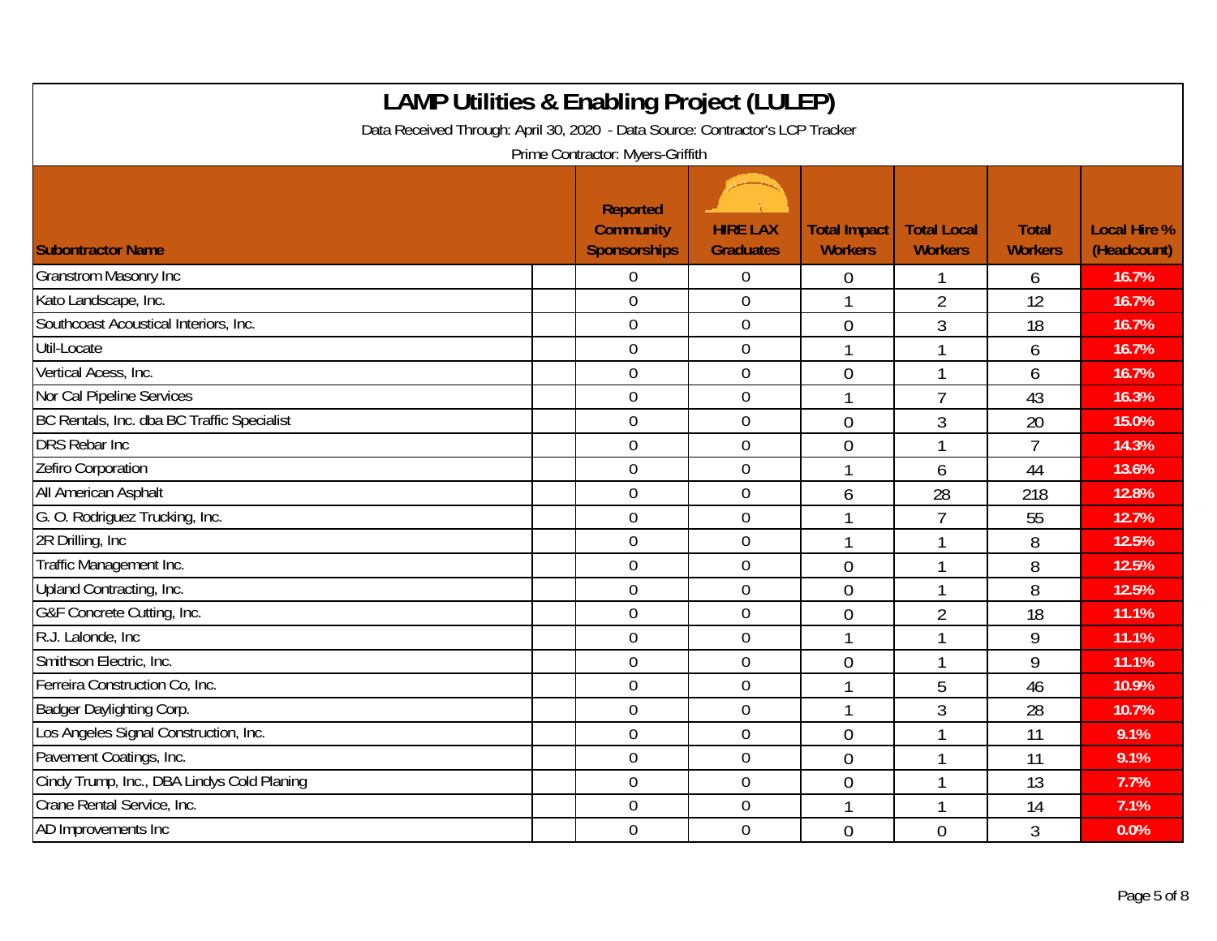# LAMP Utilities & Enabling Project (LULEP)

Data Received Through: April 30, 2020 - Data Source: Contractor's LCP Tracker

Prime Contractor: Myers-Griffith

| Subontractor Name | Reported Community Sponsorships | HIRE LAX Graduates | Total Impact Workers | Total Local Workers | Total Workers | Local Hire % (Headcount) |
|---|---|---|---|---|---|---|
| Granstrom Masonry Inc | 0 | 0 | 0 | 1 | 6 | 16.7% |
| Kato Landscape, Inc. | 0 | 0 | 1 | 2 | 12 | 16.7% |
| Southcoast Acoustical Interiors, Inc. | 0 | 0 | 0 | 3 | 18 | 16.7% |
| Util-Locate | 0 | 0 | 1 | 1 | 6 | 16.7% |
| Vertical Acess, Inc. | 0 | 0 | 0 | 1 | 6 | 16.7% |
| Nor Cal Pipeline Services | 0 | 0 | 1 | 7 | 43 | 16.3% |
| BC Rentals, Inc. dba BC Traffic Specialist | 0 | 0 | 0 | 3 | 20 | 15.0% |
| DRS Rebar Inc | 0 | 0 | 0 | 1 | 7 | 14.3% |
| Zefiro Corporation | 0 | 0 | 1 | 6 | 44 | 13.6% |
| All American Asphalt | 0 | 0 | 6 | 28 | 218 | 12.8% |
| G. O. Rodriguez Trucking, Inc. | 0 | 0 | 1 | 7 | 55 | 12.7% |
| 2R Drilling, Inc | 0 | 0 | 1 | 1 | 8 | 12.5% |
| Traffic Management Inc. | 0 | 0 | 0 | 1 | 8 | 12.5% |
| Upland Contracting, Inc. | 0 | 0 | 0 | 1 | 8 | 12.5% |
| G&F Concrete Cutting, Inc. | 0 | 0 | 0 | 2 | 18 | 11.1% |
| R.J. Lalonde, Inc | 0 | 0 | 1 | 1 | 9 | 11.1% |
| Smithson Electric, Inc. | 0 | 0 | 0 | 1 | 9 | 11.1% |
| Ferreira Construction Co, Inc. | 0 | 0 | 1 | 5 | 46 | 10.9% |
| Badger Daylighting Corp. | 0 | 0 | 1 | 3 | 28 | 10.7% |
| Los Angeles Signal Construction, Inc. | 0 | 0 | 0 | 1 | 11 | 9.1% |
| Pavement Coatings, Inc. | 0 | 0 | 0 | 1 | 11 | 9.1% |
| Cindy Trump, Inc., DBA Lindys Cold Planing | 0 | 0 | 0 | 1 | 13 | 7.7% |
| Crane Rental Service, Inc. | 0 | 0 | 1 | 1 | 14 | 7.1% |
| AD Improvements Inc | 0 | 0 | 0 | 0 | 3 | 0.0% |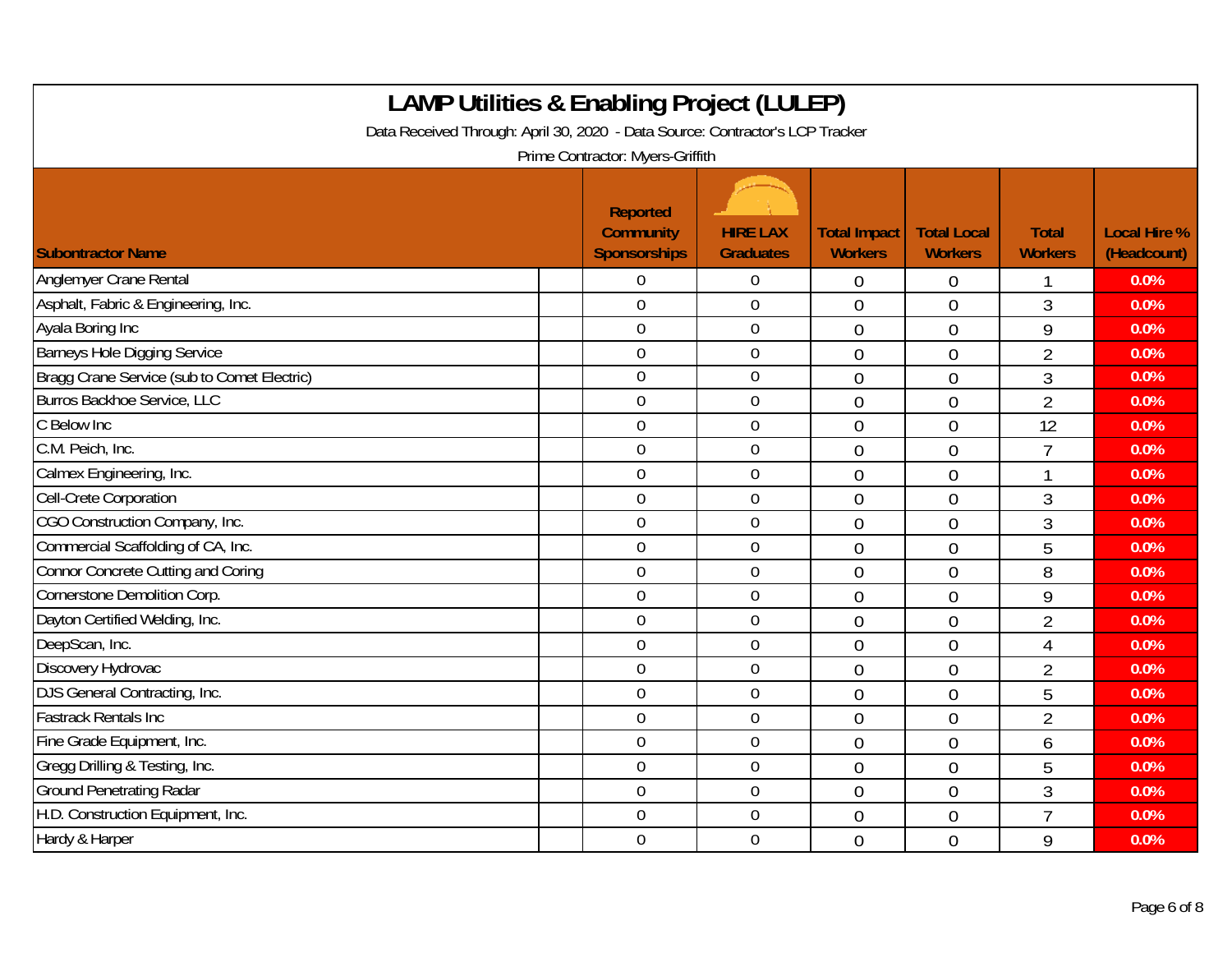# LAMP Utilities & Enabling Project (LULEP)

Data Received Through: April 30, 2020 - Data Source: Contractor's LCP Tracker

Prime Contractor: Myers-Griffith

| Subontractor Name | Reported Community Sponsorships | HIRE LAX Graduates | Total Impact Workers | Total Local Workers | Total Workers | Local Hire % (Headcount) |
|---|---|---|---|---|---|---|
| Anglemyer Crane Rental | 0 | 0 | 0 | 0 | 1 | 0.0% |
| Asphalt, Fabric & Engineering, Inc. | 0 | 0 | 0 | 0 | 3 | 0.0% |
| Ayala Boring Inc | 0 | 0 | 0 | 0 | 9 | 0.0% |
| Barneys Hole Digging Service | 0 | 0 | 0 | 0 | 2 | 0.0% |
| Bragg Crane Service (sub to Comet Electric) | 0 | 0 | 0 | 0 | 3 | 0.0% |
| Burros Backhoe Service, LLC | 0 | 0 | 0 | 0 | 2 | 0.0% |
| C Below Inc | 0 | 0 | 0 | 0 | 12 | 0.0% |
| C.M. Peich, Inc. | 0 | 0 | 0 | 0 | 7 | 0.0% |
| Calmex Engineering, Inc. | 0 | 0 | 0 | 0 | 1 | 0.0% |
| Cell-Crete Corporation | 0 | 0 | 0 | 0 | 3 | 0.0% |
| CGO Construction Company, Inc. | 0 | 0 | 0 | 0 | 3 | 0.0% |
| Commercial Scaffolding of CA, Inc. | 0 | 0 | 0 | 0 | 5 | 0.0% |
| Connor Concrete Cutting and Coring | 0 | 0 | 0 | 0 | 8 | 0.0% |
| Cornerstone Demolition Corp. | 0 | 0 | 0 | 0 | 9 | 0.0% |
| Dayton Certified Welding, Inc. | 0 | 0 | 0 | 0 | 2 | 0.0% |
| DeepScan, Inc. | 0 | 0 | 0 | 0 | 4 | 0.0% |
| Discovery Hydrovac | 0 | 0 | 0 | 0 | 2 | 0.0% |
| DJS General Contracting, Inc. | 0 | 0 | 0 | 0 | 5 | 0.0% |
| Fastrack Rentals Inc | 0 | 0 | 0 | 0 | 2 | 0.0% |
| Fine Grade Equipment, Inc. | 0 | 0 | 0 | 0 | 6 | 0.0% |
| Gregg Drilling & Testing, Inc. | 0 | 0 | 0 | 0 | 5 | 0.0% |
| Ground Penetrating Radar | 0 | 0 | 0 | 0 | 3 | 0.0% |
| H.D. Construction Equipment, Inc. | 0 | 0 | 0 | 0 | 7 | 0.0% |
| Hardy & Harper | 0 | 0 | 0 | 0 | 9 | 0.0% |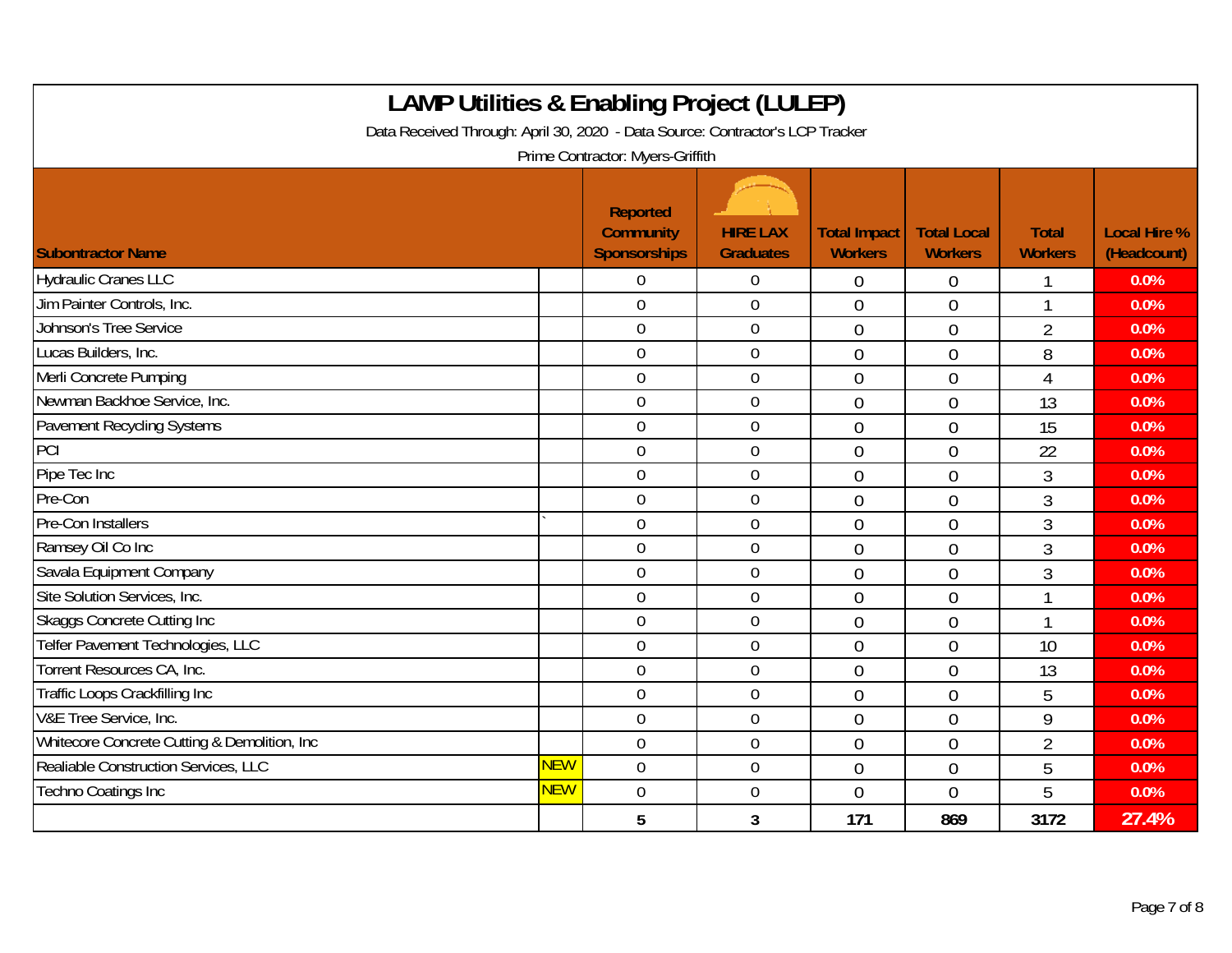# LAMP Utilities & Enabling Project (LULEP)

Data Received Through: April 30, 2020 - Data Source: Contractor's LCP Tracker

Prime Contractor: Myers-Griffith

| Subontractor Name | | Reported Community Sponsorships | HIRE LAX Graduates | Total Impact Workers | Total Local Workers | Total Workers | Local Hire % (Headcount) |
|---|---|---|---|---|---|---|---|
| Hydraulic Cranes LLC | | 0 | 0 | 0 | 0 | 1 | 0.0% |
| Jim Painter Controls, Inc. | | 0 | 0 | 0 | 0 | 1 | 0.0% |
| Johnson's Tree Service | | 0 | 0 | 0 | 0 | 2 | 0.0% |
| Lucas Builders, Inc. | | 0 | 0 | 0 | 0 | 8 | 0.0% |
| Merli Concrete Pumping | | 0 | 0 | 0 | 0 | 4 | 0.0% |
| Newman Backhoe Service, Inc. | | 0 | 0 | 0 | 0 | 13 | 0.0% |
| Pavement Recycling Systems | | 0 | 0 | 0 | 0 | 15 | 0.0% |
| PCI | | 0 | 0 | 0 | 0 | 22 | 0.0% |
| Pipe Tec Inc | | 0 | 0 | 0 | 0 | 3 | 0.0% |
| Pre-Con | | 0 | 0 | 0 | 0 | 3 | 0.0% |
| Pre-Con Installers | ` | 0 | 0 | 0 | 0 | 3 | 0.0% |
| Ramsey Oil Co Inc | | 0 | 0 | 0 | 0 | 3 | 0.0% |
| Savala Equipment Company | | 0 | 0 | 0 | 0 | 3 | 0.0% |
| Site Solution Services, Inc. | | 0 | 0 | 0 | 0 | 1 | 0.0% |
| Skaggs Concrete Cutting Inc | | 0 | 0 | 0 | 0 | 1 | 0.0% |
| Telfer Pavement Technologies, LLC | | 0 | 0 | 0 | 0 | 10 | 0.0% |
| Torrent Resources CA, Inc. | | 0 | 0 | 0 | 0 | 13 | 0.0% |
| Traffic Loops Crackfilling Inc | | 0 | 0 | 0 | 0 | 5 | 0.0% |
| V&E Tree Service, Inc. | | 0 | 0 | 0 | 0 | 9 | 0.0% |
| Whitecore Concrete Cutting & Demolition, Inc | | 0 | 0 | 0 | 0 | 2 | 0.0% |
| Realiable Construction Services, LLC | NEW | 0 | 0 | 0 | 0 | 5 | 0.0% |
| Techno Coatings Inc | NEW | 0 | 0 | 0 | 0 | 5 | 0.0% |
| | | **5** | **3** | **171** | **869** | **3172** | **27.4%** |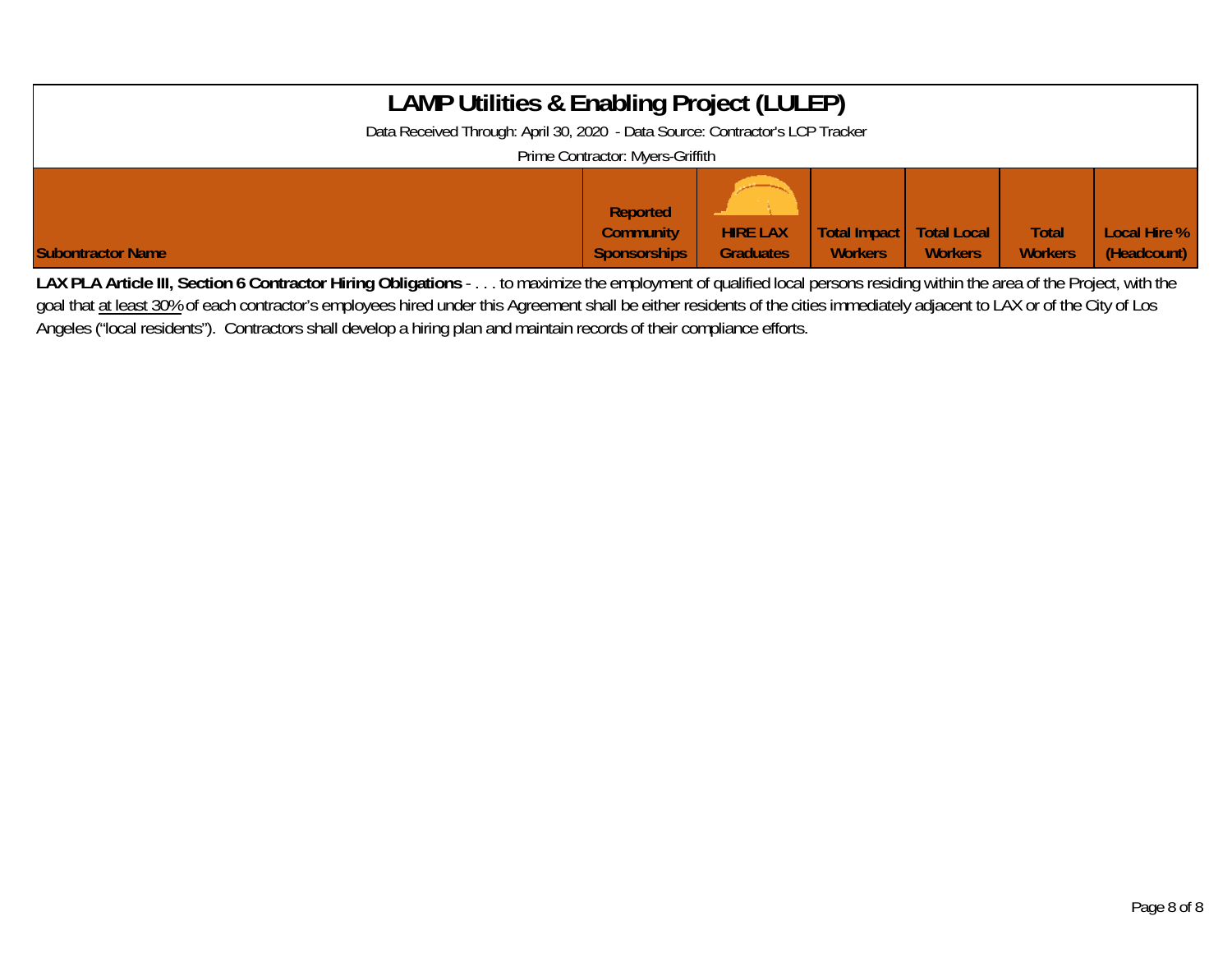# LAMP Utilities & Enabling Project (LULEP)

Data Received Through: April 30, 2020 - Data Source: Contractor's LCP Tracker

Prime Contractor: Myers-Griffith

| Subontractor Name | Reported Community Sponsorships | HIRE LAX Graduates | Total Impact Workers | Total Local Workers | Total Workers | Local Hire % (Headcount) |
|---|---|---|---|---|---|---|

**LAX PLA Article III, Section 6 Contractor Hiring Obligations** - . . . to maximize the employment of qualified local persons residing within the area of the Project, with the goal that at least 30% of each contractor's employees hired under this Agreement shall be either residents of the cities immediately adjacent to LAX or of the City of Los Angeles ("local residents"). Contractors shall develop a hiring plan and maintain records of their compliance efforts.